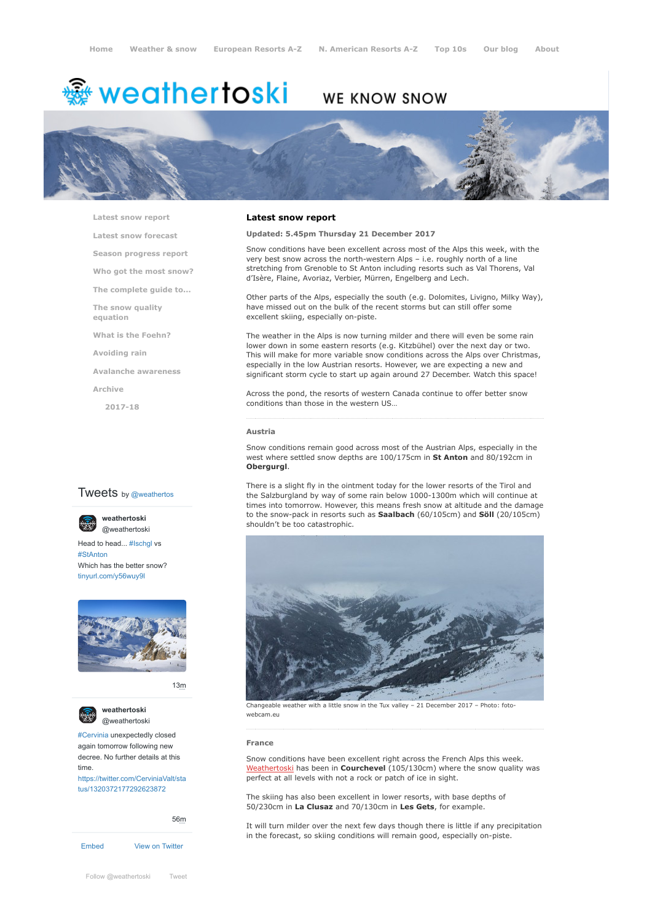Home Weather & snow European Resorts A-Z N. American Resorts A-Z Top 10s Our blog About

weathertoski WE KNOW SNOW

- Latest snow report
- Latest snow forecast
- Season progress report
- Who got the most snow?
- The complete guide to...
- The snow quality equation
- What is the Foehn?
- Avoiding rain
- Avalanche awareness
- Archive
  - 2017-18

## Latest snow report

**Updated: 5.45pm Thursday 21 December 2017**

Snow conditions have been excellent across most of the Alps this week, with the very best snow across the north-western Alps – i.e. roughly north of a line stretching from Grenoble to St Anton including resorts such as Val Thorens, Val d'Isère, Flaine, Avoriaz, Verbier, Mürren, Engelberg and Lech.

Other parts of the Alps, especially the south (e.g. Dolomites, Livigno, Milky Way), have missed out on the bulk of the recent storms but can still offer some excellent skiing, especially on-piste.

The weather in the Alps is now turning milder and there will even be some rain lower down in some eastern resorts (e.g. Kitzbühel) over the next day or two. This will make for more variable snow conditions across the Alps over Christmas, especially in the low Austrian resorts. However, we are expecting a new and significant storm cycle to start up again around 27 December. Watch this space!

Across the pond, the resorts of western Canada continue to offer better snow conditions than those in the western US…

### Austria

Snow conditions remain good across most of the Austrian Alps, especially in the west where settled snow depths are 100/175cm in **St Anton** and 80/192cm in **Obergurgl**.

There is a slight fly in the ointment today for the lower resorts of the Tirol and the Salzburgland by way of some rain below 1000-1300m which will continue at times into tomorrow. However, this means fresh snow at altitude and the damage to the snow-pack in resorts such as **Saalbach** (60/105cm) and **Söll** (20/105cm) shouldn't be too catastrophic.

Changeable weather with a little snow in the Tux valley – 21 December 2017 – Photo: foto-webcam.eu

### France

Snow conditions have been excellent right across the French Alps this week. Weathertoski has been in **Courchevel** (105/130cm) where the snow quality was perfect at all levels with not a rock or patch of ice in sight.

The skiing has also been excellent in lower resorts, with base depths of 50/230cm in **La Clusaz** and 70/130cm in **Les Gets**, for example.

It will turn milder over the next few days though there is little if any precipitation in the forecast, so skiing conditions will remain good, especially on-piste.

Tweets by @weathertos

weathertoski @weathertoski
Head to head... #Ischgl vs #StAnton
Which has the better snow?
tinyurl.com/y56wuy9l

13m

weathertoski @weathertoski
#Cervinia unexpectedly closed again tomorrow following new decree. No further details at this time.
https://twitter.com/CerviniaValt/status/1320372177292623872

56m

Embed View on Twitter

Follow @weathertoski Tweet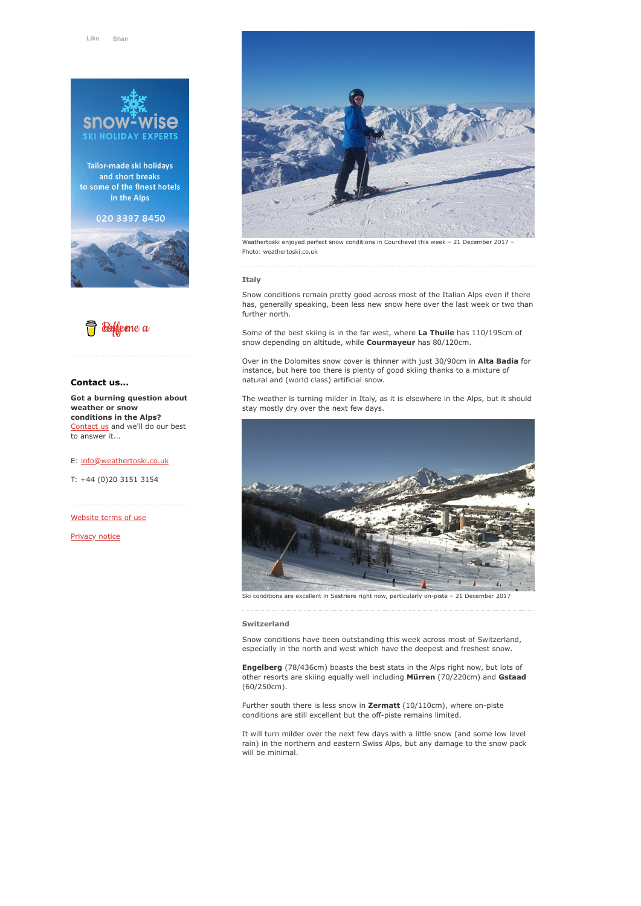Weathertoski enjoyed perfect snow conditions in Courchevel this week – 21 December 2017 – Photo: weathertoski.co.uk

### Italy

Snow conditions remain pretty good across most of the Italian Alps even if there has, generally speaking, been less new snow here over the last week or two than further north.

Some of the best skiing is in the far west, where **La Thuile** has 110/195cm of snow depending on altitude, while **Courmayeur** has 80/120cm.

Over in the Dolomites snow cover is thinner with just 30/90cm in **Alta Badia** for instance, but here too there is plenty of good skiing thanks to a mixture of natural and (world class) artificial snow.

The weather is turning milder in Italy, as it is elsewhere in the Alps, but it should stay mostly dry over the next few days.

Ski conditions are excellent in Sestriere right now, particularly on-piste – 21 December 2017

### Switzerland

Snow conditions have been outstanding this week across most of Switzerland, especially in the north and west which have the deepest and freshest snow.

**Engelberg** (78/436cm) boasts the best stats in the Alps right now, but lots of other resorts are skiing equally well including **Mürren** (70/220cm) and **Gstaad** (60/250cm).

Further south there is less snow in **Zermatt** (10/110cm), where on-piste conditions are still excellent but the off-piste remains limited.

It will turn milder over the next few days with a little snow (and some low level rain) in the northern and eastern Swiss Alps, but any damage to the snow pack will be minimal.

Like Share

snow-wise SKI HOLIDAY EXPERTS

Tailor-made ski holidays and short breaks to some of the finest hotels in the Alps

020 3397 8450

Buy me a coffee

### Contact us...

**Got a burning question about weather or snow conditions in the Alps?** Contact us and we'll do our best to answer it...

E: info@weathertoski.co.uk

T: +44 (0)20 3151 3154

Website terms of use

Privacy notice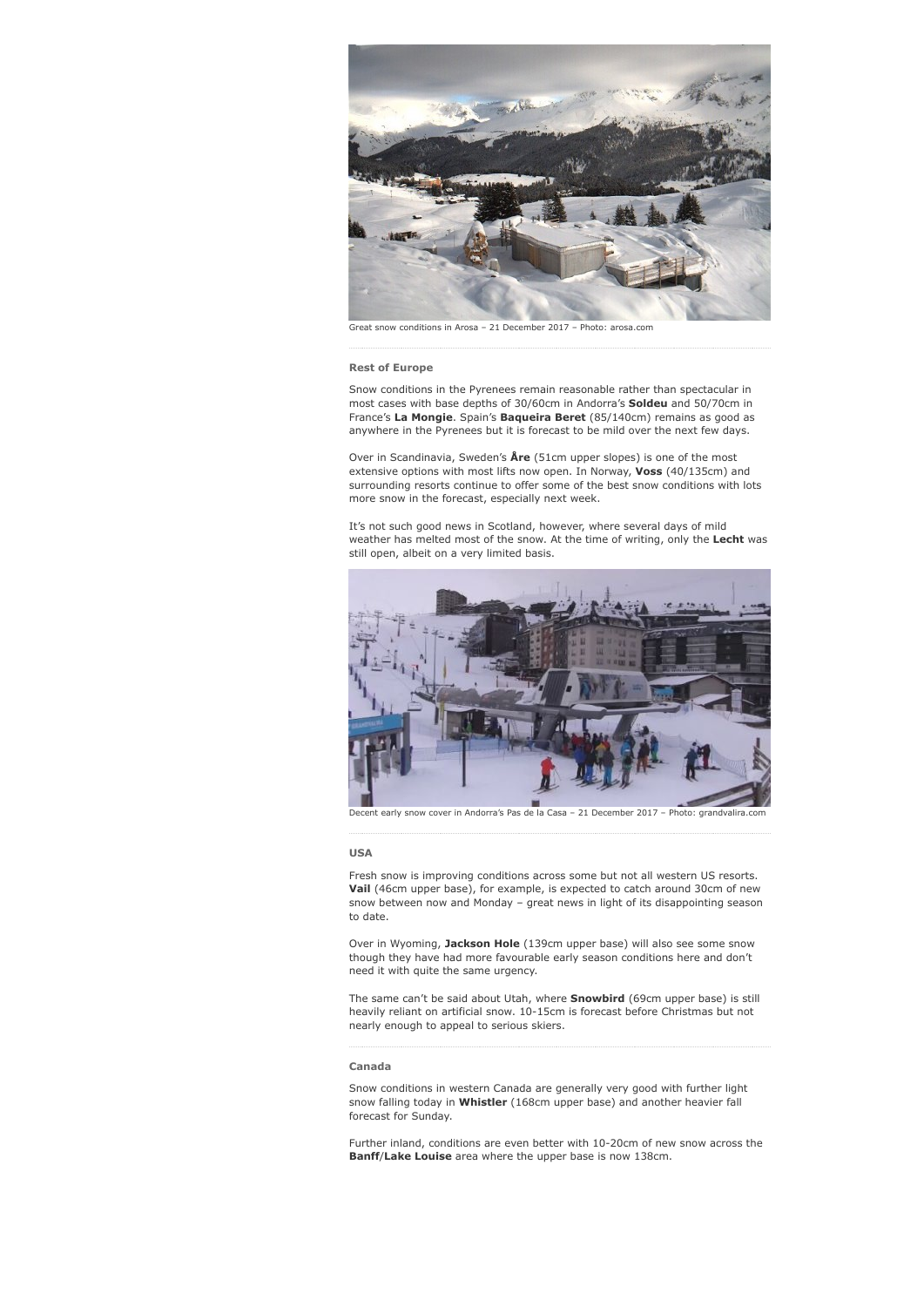Great snow conditions in Arosa – 21 December 2017 – Photo: arosa.com

### Rest of Europe

Snow conditions in the Pyrenees remain reasonable rather than spectacular in most cases with base depths of 30/60cm in Andorra's **Soldeu** and 50/70cm in France's **La Mongie**. Spain's **Baqueira Beret** (85/140cm) remains as good as anywhere in the Pyrenees but it is forecast to be mild over the next few days.

Over in Scandinavia, Sweden's **Åre** (51cm upper slopes) is one of the most extensive options with most lifts now open. In Norway, **Voss** (40/135cm) and surrounding resorts continue to offer some of the best snow conditions with lots more snow in the forecast, especially next week.

It's not such good news in Scotland, however, where several days of mild weather has melted most of the snow. At the time of writing, only the **Lecht** was still open, albeit on a very limited basis.

Decent early snow cover in Andorra's Pas de la Casa – 21 December 2017 – Photo: grandvalira.com

### USA

Fresh snow is improving conditions across some but not all western US resorts. **Vail** (46cm upper base), for example, is expected to catch around 30cm of new snow between now and Monday – great news in light of its disappointing season to date.

Over in Wyoming, **Jackson Hole** (139cm upper base) will also see some snow though they have had more favourable early season conditions here and don't need it with quite the same urgency.

The same can't be said about Utah, where **Snowbird** (69cm upper base) is still heavily reliant on artificial snow. 10-15cm is forecast before Christmas but not nearly enough to appeal to serious skiers.

### Canada

Snow conditions in western Canada are generally very good with further light snow falling today in **Whistler** (168cm upper base) and another heavier fall forecast for Sunday.

Further inland, conditions are even better with 10-20cm of new snow across the **Banff**/**Lake Louise** area where the upper base is now 138cm.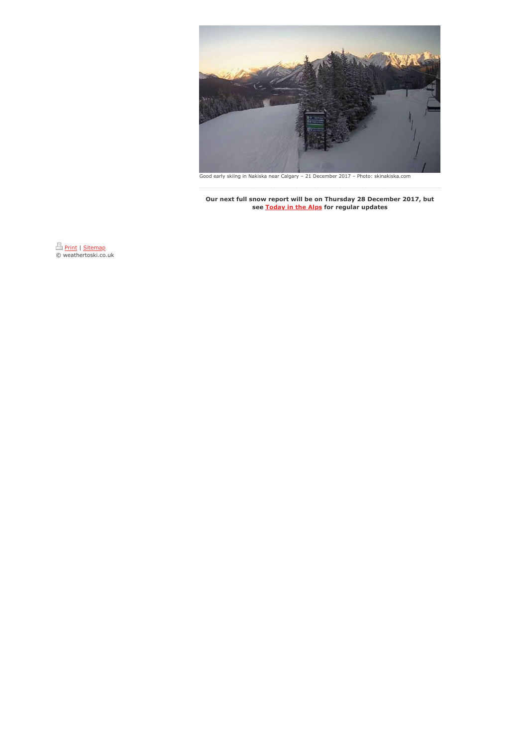Good early skiing in Nakiska near Calgary – 21 December 2017 – Photo: skinakiska.com

**Our next full snow report will be on Thursday 28 December 2017, but see Today in the Alps for regular updates**

Print | Sitemap
© weathertoski.co.uk